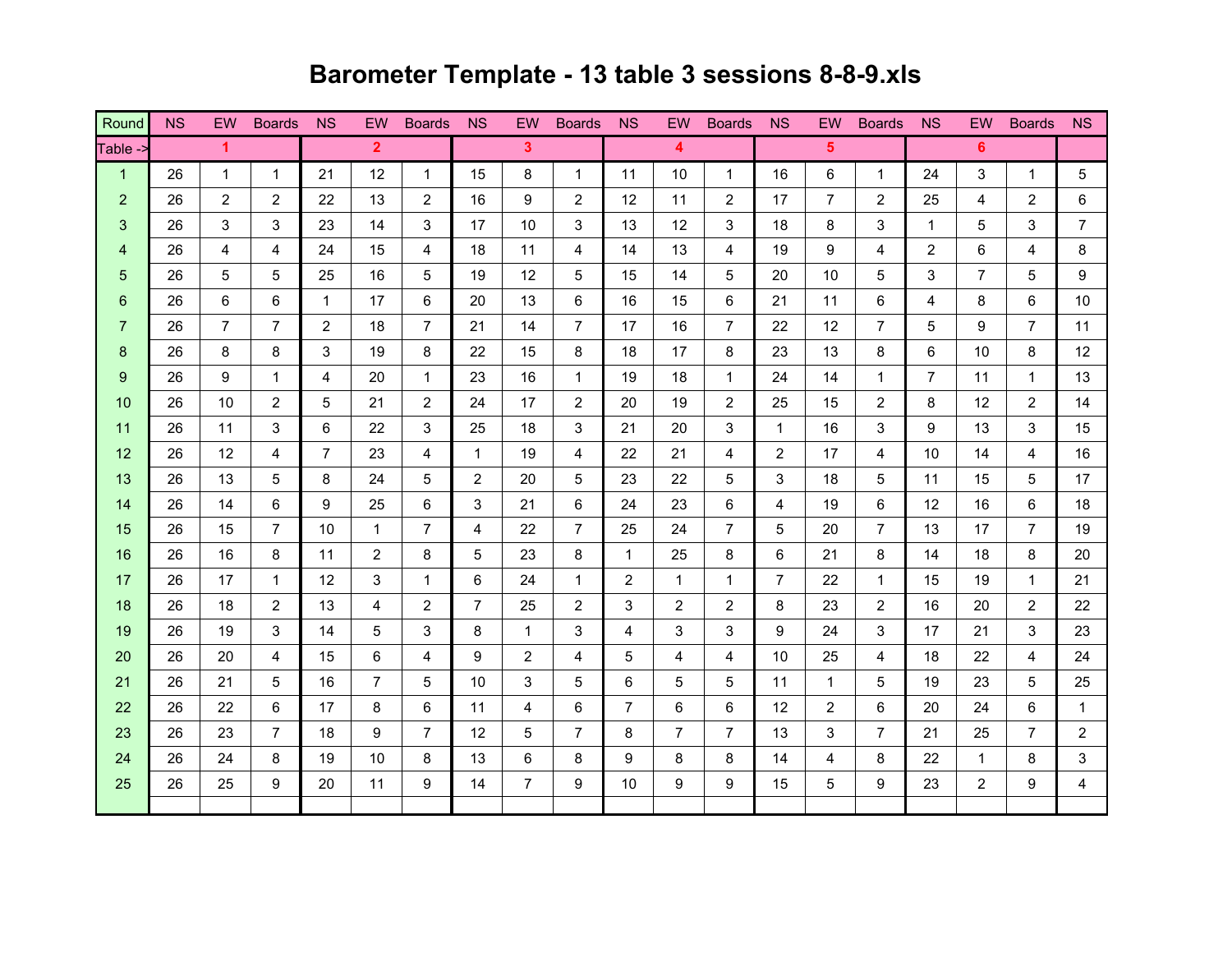# Barometer Template - 13 table 3 sessions 8-8-9.xls

| Round | NS | EW | Boards | NS | EW | Boards | NS | EW | Boards | NS | EW | Boards | NS | EW | Boards | NS | EW | Boards | NS |
|---|---|---|---|---|---|---|---|---|---|---|---|---|---|---|---|---|---|---|---|
| Table -> | 1 | | | 2 | | | 3 | | | 4 | | | 5 | | | 6 | | | |
| 1 | 26 | 1 | 1 | 21 | 12 | 1 | 15 | 8 | 1 | 11 | 10 | 1 | 16 | 6 | 1 | 24 | 3 | 1 | 5 |
| 2 | 26 | 2 | 2 | 22 | 13 | 2 | 16 | 9 | 2 | 12 | 11 | 2 | 17 | 7 | 2 | 25 | 4 | 2 | 6 |
| 3 | 26 | 3 | 3 | 23 | 14 | 3 | 17 | 10 | 3 | 13 | 12 | 3 | 18 | 8 | 3 | 1 | 5 | 3 | 7 |
| 4 | 26 | 4 | 4 | 24 | 15 | 4 | 18 | 11 | 4 | 14 | 13 | 4 | 19 | 9 | 4 | 2 | 6 | 4 | 8 |
| 5 | 26 | 5 | 5 | 25 | 16 | 5 | 19 | 12 | 5 | 15 | 14 | 5 | 20 | 10 | 5 | 3 | 7 | 5 | 9 |
| 6 | 26 | 6 | 6 | 1 | 17 | 6 | 20 | 13 | 6 | 16 | 15 | 6 | 21 | 11 | 6 | 4 | 8 | 6 | 10 |
| 7 | 26 | 7 | 7 | 2 | 18 | 7 | 21 | 14 | 7 | 17 | 16 | 7 | 22 | 12 | 7 | 5 | 9 | 7 | 11 |
| 8 | 26 | 8 | 8 | 3 | 19 | 8 | 22 | 15 | 8 | 18 | 17 | 8 | 23 | 13 | 8 | 6 | 10 | 8 | 12 |
| 9 | 26 | 9 | 1 | 4 | 20 | 1 | 23 | 16 | 1 | 19 | 18 | 1 | 24 | 14 | 1 | 7 | 11 | 1 | 13 |
| 10 | 26 | 10 | 2 | 5 | 21 | 2 | 24 | 17 | 2 | 20 | 19 | 2 | 25 | 15 | 2 | 8 | 12 | 2 | 14 |
| 11 | 26 | 11 | 3 | 6 | 22 | 3 | 25 | 18 | 3 | 21 | 20 | 3 | 1 | 16 | 3 | 9 | 13 | 3 | 15 |
| 12 | 26 | 12 | 4 | 7 | 23 | 4 | 1 | 19 | 4 | 22 | 21 | 4 | 2 | 17 | 4 | 10 | 14 | 4 | 16 |
| 13 | 26 | 13 | 5 | 8 | 24 | 5 | 2 | 20 | 5 | 23 | 22 | 5 | 3 | 18 | 5 | 11 | 15 | 5 | 17 |
| 14 | 26 | 14 | 6 | 9 | 25 | 6 | 3 | 21 | 6 | 24 | 23 | 6 | 4 | 19 | 6 | 12 | 16 | 6 | 18 |
| 15 | 26 | 15 | 7 | 10 | 1 | 7 | 4 | 22 | 7 | 25 | 24 | 7 | 5 | 20 | 7 | 13 | 17 | 7 | 19 |
| 16 | 26 | 16 | 8 | 11 | 2 | 8 | 5 | 23 | 8 | 1 | 25 | 8 | 6 | 21 | 8 | 14 | 18 | 8 | 20 |
| 17 | 26 | 17 | 1 | 12 | 3 | 1 | 6 | 24 | 1 | 2 | 1 | 1 | 7 | 22 | 1 | 15 | 19 | 1 | 21 |
| 18 | 26 | 18 | 2 | 13 | 4 | 2 | 7 | 25 | 2 | 3 | 2 | 2 | 8 | 23 | 2 | 16 | 20 | 2 | 22 |
| 19 | 26 | 19 | 3 | 14 | 5 | 3 | 8 | 1 | 3 | 4 | 3 | 3 | 9 | 24 | 3 | 17 | 21 | 3 | 23 |
| 20 | 26 | 20 | 4 | 15 | 6 | 4 | 9 | 2 | 4 | 5 | 4 | 4 | 10 | 25 | 4 | 18 | 22 | 4 | 24 |
| 21 | 26 | 21 | 5 | 16 | 7 | 5 | 10 | 3 | 5 | 6 | 5 | 5 | 11 | 1 | 5 | 19 | 23 | 5 | 25 |
| 22 | 26 | 22 | 6 | 17 | 8 | 6 | 11 | 4 | 6 | 7 | 6 | 6 | 12 | 2 | 6 | 20 | 24 | 6 | 1 |
| 23 | 26 | 23 | 7 | 18 | 9 | 7 | 12 | 5 | 7 | 8 | 7 | 7 | 13 | 3 | 7 | 21 | 25 | 7 | 2 |
| 24 | 26 | 24 | 8 | 19 | 10 | 8 | 13 | 6 | 8 | 9 | 8 | 8 | 14 | 4 | 8 | 22 | 1 | 8 | 3 |
| 25 | 26 | 25 | 9 | 20 | 11 | 9 | 14 | 7 | 9 | 10 | 9 | 9 | 15 | 5 | 9 | 23 | 2 | 9 | 4 |
| | | | | | | | | | | | | | | | | | | | |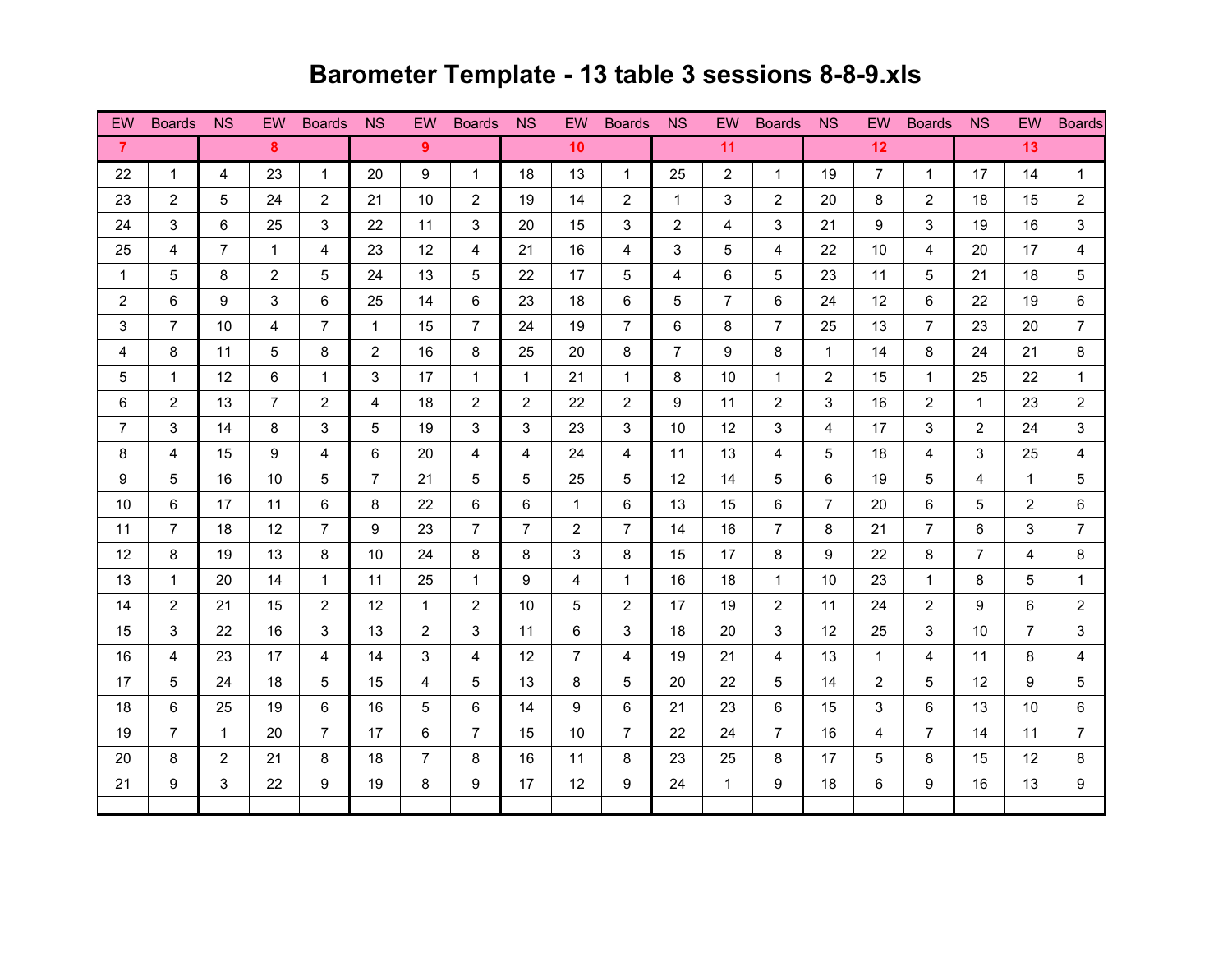# Barometer Template - 13 table 3 sessions 8-8-9.xls

| EW | Boards | NS | EW | Boards | NS | EW | Boards | NS | EW | Boards | NS | EW | Boards | NS | EW | Boards | NS | EW | Boards |
|---|---|---|---|---|---|---|---|---|---|---|---|---|---|---|---|---|---|---|---|
| 7 | | | 8 | | | 9 | | | 10 | | | 11 | | | 12 | | | 13 | |
| 22 | 1 | 4 | 23 | 1 | 20 | 9 | 1 | 18 | 13 | 1 | 25 | 2 | 1 | 19 | 7 | 1 | 17 | 14 | 1 |
| 23 | 2 | 5 | 24 | 2 | 21 | 10 | 2 | 19 | 14 | 2 | 1 | 3 | 2 | 20 | 8 | 2 | 18 | 15 | 2 |
| 24 | 3 | 6 | 25 | 3 | 22 | 11 | 3 | 20 | 15 | 3 | 2 | 4 | 3 | 21 | 9 | 3 | 19 | 16 | 3 |
| 25 | 4 | 7 | 1 | 4 | 23 | 12 | 4 | 21 | 16 | 4 | 3 | 5 | 4 | 22 | 10 | 4 | 20 | 17 | 4 |
| 1 | 5 | 8 | 2 | 5 | 24 | 13 | 5 | 22 | 17 | 5 | 4 | 6 | 5 | 23 | 11 | 5 | 21 | 18 | 5 |
| 2 | 6 | 9 | 3 | 6 | 25 | 14 | 6 | 23 | 18 | 6 | 5 | 7 | 6 | 24 | 12 | 6 | 22 | 19 | 6 |
| 3 | 7 | 10 | 4 | 7 | 1 | 15 | 7 | 24 | 19 | 7 | 6 | 8 | 7 | 25 | 13 | 7 | 23 | 20 | 7 |
| 4 | 8 | 11 | 5 | 8 | 2 | 16 | 8 | 25 | 20 | 8 | 7 | 9 | 8 | 1 | 14 | 8 | 24 | 21 | 8 |
| 5 | 1 | 12 | 6 | 1 | 3 | 17 | 1 | 1 | 21 | 1 | 8 | 10 | 1 | 2 | 15 | 1 | 25 | 22 | 1 |
| 6 | 2 | 13 | 7 | 2 | 4 | 18 | 2 | 2 | 22 | 2 | 9 | 11 | 2 | 3 | 16 | 2 | 1 | 23 | 2 |
| 7 | 3 | 14 | 8 | 3 | 5 | 19 | 3 | 3 | 23 | 3 | 10 | 12 | 3 | 4 | 17 | 3 | 2 | 24 | 3 |
| 8 | 4 | 15 | 9 | 4 | 6 | 20 | 4 | 4 | 24 | 4 | 11 | 13 | 4 | 5 | 18 | 4 | 3 | 25 | 4 |
| 9 | 5 | 16 | 10 | 5 | 7 | 21 | 5 | 5 | 25 | 5 | 12 | 14 | 5 | 6 | 19 | 5 | 4 | 1 | 5 |
| 10 | 6 | 17 | 11 | 6 | 8 | 22 | 6 | 6 | 1 | 6 | 13 | 15 | 6 | 7 | 20 | 6 | 5 | 2 | 6 |
| 11 | 7 | 18 | 12 | 7 | 9 | 23 | 7 | 7 | 2 | 7 | 14 | 16 | 7 | 8 | 21 | 7 | 6 | 3 | 7 |
| 12 | 8 | 19 | 13 | 8 | 10 | 24 | 8 | 8 | 3 | 8 | 15 | 17 | 8 | 9 | 22 | 8 | 7 | 4 | 8 |
| 13 | 1 | 20 | 14 | 1 | 11 | 25 | 1 | 9 | 4 | 1 | 16 | 18 | 1 | 10 | 23 | 1 | 8 | 5 | 1 |
| 14 | 2 | 21 | 15 | 2 | 12 | 1 | 2 | 10 | 5 | 2 | 17 | 19 | 2 | 11 | 24 | 2 | 9 | 6 | 2 |
| 15 | 3 | 22 | 16 | 3 | 13 | 2 | 3 | 11 | 6 | 3 | 18 | 20 | 3 | 12 | 25 | 3 | 10 | 7 | 3 |
| 16 | 4 | 23 | 17 | 4 | 14 | 3 | 4 | 12 | 7 | 4 | 19 | 21 | 4 | 13 | 1 | 4 | 11 | 8 | 4 |
| 17 | 5 | 24 | 18 | 5 | 15 | 4 | 5 | 13 | 8 | 5 | 20 | 22 | 5 | 14 | 2 | 5 | 12 | 9 | 5 |
| 18 | 6 | 25 | 19 | 6 | 16 | 5 | 6 | 14 | 9 | 6 | 21 | 23 | 6 | 15 | 3 | 6 | 13 | 10 | 6 |
| 19 | 7 | 1 | 20 | 7 | 17 | 6 | 7 | 15 | 10 | 7 | 22 | 24 | 7 | 16 | 4 | 7 | 14 | 11 | 7 |
| 20 | 8 | 2 | 21 | 8 | 18 | 7 | 8 | 16 | 11 | 8 | 23 | 25 | 8 | 17 | 5 | 8 | 15 | 12 | 8 |
| 21 | 9 | 3 | 22 | 9 | 19 | 8 | 9 | 17 | 12 | 9 | 24 | 1 | 9 | 18 | 6 | 9 | 16 | 13 | 9 |